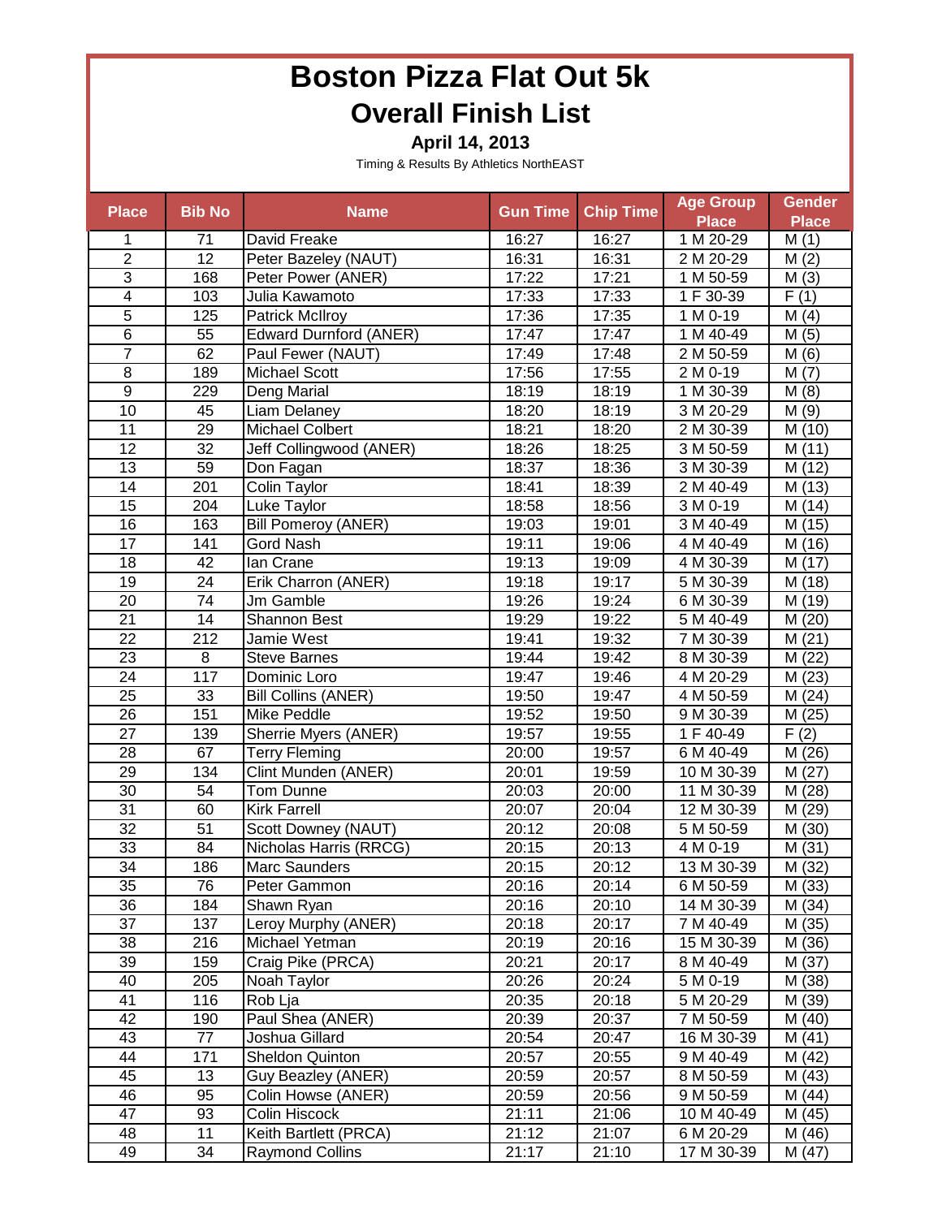# Boston Pizza Flat Out 5k

## Overall Finish List

**April 14, 2013**

Timing & Results By Athletics NorthEAST

| Place | Bib No | Name | Gun Time | Chip Time | Age Group Place | Gender Place |
|---|---|---|---|---|---|---|
| 1 | 71 | David Freake | 16:27 | 16:27 | 1 M 20-29 | M (1) |
| 2 | 12 | Peter Bazeley (NAUT) | 16:31 | 16:31 | 2 M 20-29 | M (2) |
| 3 | 168 | Peter Power (ANER) | 17:22 | 17:21 | 1 M 50-59 | M (3) |
| 4 | 103 | Julia Kawamoto | 17:33 | 17:33 | 1 F 30-39 | F (1) |
| 5 | 125 | Patrick McIlroy | 17:36 | 17:35 | 1 M 0-19 | M (4) |
| 6 | 55 | Edward Durnford (ANER) | 17:47 | 17:47 | 1 M 40-49 | M (5) |
| 7 | 62 | Paul Fewer (NAUT) | 17:49 | 17:48 | 2 M 50-59 | M (6) |
| 8 | 189 | Michael Scott | 17:56 | 17:55 | 2 M 0-19 | M (7) |
| 9 | 229 | Deng Marial | 18:19 | 18:19 | 1 M 30-39 | M (8) |
| 10 | 45 | Liam Delaney | 18:20 | 18:19 | 3 M 20-29 | M (9) |
| 11 | 29 | Michael Colbert | 18:21 | 18:20 | 2 M 30-39 | M (10) |
| 12 | 32 | Jeff Collingwood (ANER) | 18:26 | 18:25 | 3 M 50-59 | M (11) |
| 13 | 59 | Don Fagan | 18:37 | 18:36 | 3 M 30-39 | M (12) |
| 14 | 201 | Colin Taylor | 18:41 | 18:39 | 2 M 40-49 | M (13) |
| 15 | 204 | Luke Taylor | 18:58 | 18:56 | 3 M 0-19 | M (14) |
| 16 | 163 | Bill Pomeroy (ANER) | 19:03 | 19:01 | 3 M 40-49 | M (15) |
| 17 | 141 | Gord Nash | 19:11 | 19:06 | 4 M 40-49 | M (16) |
| 18 | 42 | Ian Crane | 19:13 | 19:09 | 4 M 30-39 | M (17) |
| 19 | 24 | Erik Charron (ANER) | 19:18 | 19:17 | 5 M 30-39 | M (18) |
| 20 | 74 | Jm Gamble | 19:26 | 19:24 | 6 M 30-39 | M (19) |
| 21 | 14 | Shannon Best | 19:29 | 19:22 | 5 M 40-49 | M (20) |
| 22 | 212 | Jamie West | 19:41 | 19:32 | 7 M 30-39 | M (21) |
| 23 | 8 | Steve Barnes | 19:44 | 19:42 | 8 M 30-39 | M (22) |
| 24 | 117 | Dominic Loro | 19:47 | 19:46 | 4 M 20-29 | M (23) |
| 25 | 33 | Bill Collins (ANER) | 19:50 | 19:47 | 4 M 50-59 | M (24) |
| 26 | 151 | Mike Peddle | 19:52 | 19:50 | 9 M 30-39 | M (25) |
| 27 | 139 | Sherrie Myers (ANER) | 19:57 | 19:55 | 1 F 40-49 | F (2) |
| 28 | 67 | Terry Fleming | 20:00 | 19:57 | 6 M 40-49 | M (26) |
| 29 | 134 | Clint Munden (ANER) | 20:01 | 19:59 | 10 M 30-39 | M (27) |
| 30 | 54 | Tom Dunne | 20:03 | 20:00 | 11 M 30-39 | M (28) |
| 31 | 60 | Kirk Farrell | 20:07 | 20:04 | 12 M 30-39 | M (29) |
| 32 | 51 | Scott Downey (NAUT) | 20:12 | 20:08 | 5 M 50-59 | M (30) |
| 33 | 84 | Nicholas Harris (RRCG) | 20:15 | 20:13 | 4 M 0-19 | M (31) |
| 34 | 186 | Marc Saunders | 20:15 | 20:12 | 13 M 30-39 | M (32) |
| 35 | 76 | Peter Gammon | 20:16 | 20:14 | 6 M 50-59 | M (33) |
| 36 | 184 | Shawn Ryan | 20:16 | 20:10 | 14 M 30-39 | M (34) |
| 37 | 137 | Leroy Murphy (ANER) | 20:18 | 20:17 | 7 M 40-49 | M (35) |
| 38 | 216 | Michael Yetman | 20:19 | 20:16 | 15 M 30-39 | M (36) |
| 39 | 159 | Craig Pike (PRCA) | 20:21 | 20:17 | 8 M 40-49 | M (37) |
| 40 | 205 | Noah Taylor | 20:26 | 20:24 | 5 M 0-19 | M (38) |
| 41 | 116 | Rob Lja | 20:35 | 20:18 | 5 M 20-29 | M (39) |
| 42 | 190 | Paul Shea (ANER) | 20:39 | 20:37 | 7 M 50-59 | M (40) |
| 43 | 77 | Joshua Gillard | 20:54 | 20:47 | 16 M 30-39 | M (41) |
| 44 | 171 | Sheldon Quinton | 20:57 | 20:55 | 9 M 40-49 | M (42) |
| 45 | 13 | Guy Beazley (ANER) | 20:59 | 20:57 | 8 M 50-59 | M (43) |
| 46 | 95 | Colin Howse (ANER) | 20:59 | 20:56 | 9 M 50-59 | M (44) |
| 47 | 93 | Colin Hiscock | 21:11 | 21:06 | 10 M 40-49 | M (45) |
| 48 | 11 | Keith Bartlett (PRCA) | 21:12 | 21:07 | 6 M 20-29 | M (46) |
| 49 | 34 | Raymond Collins | 21:17 | 21:10 | 17 M 30-39 | M (47) |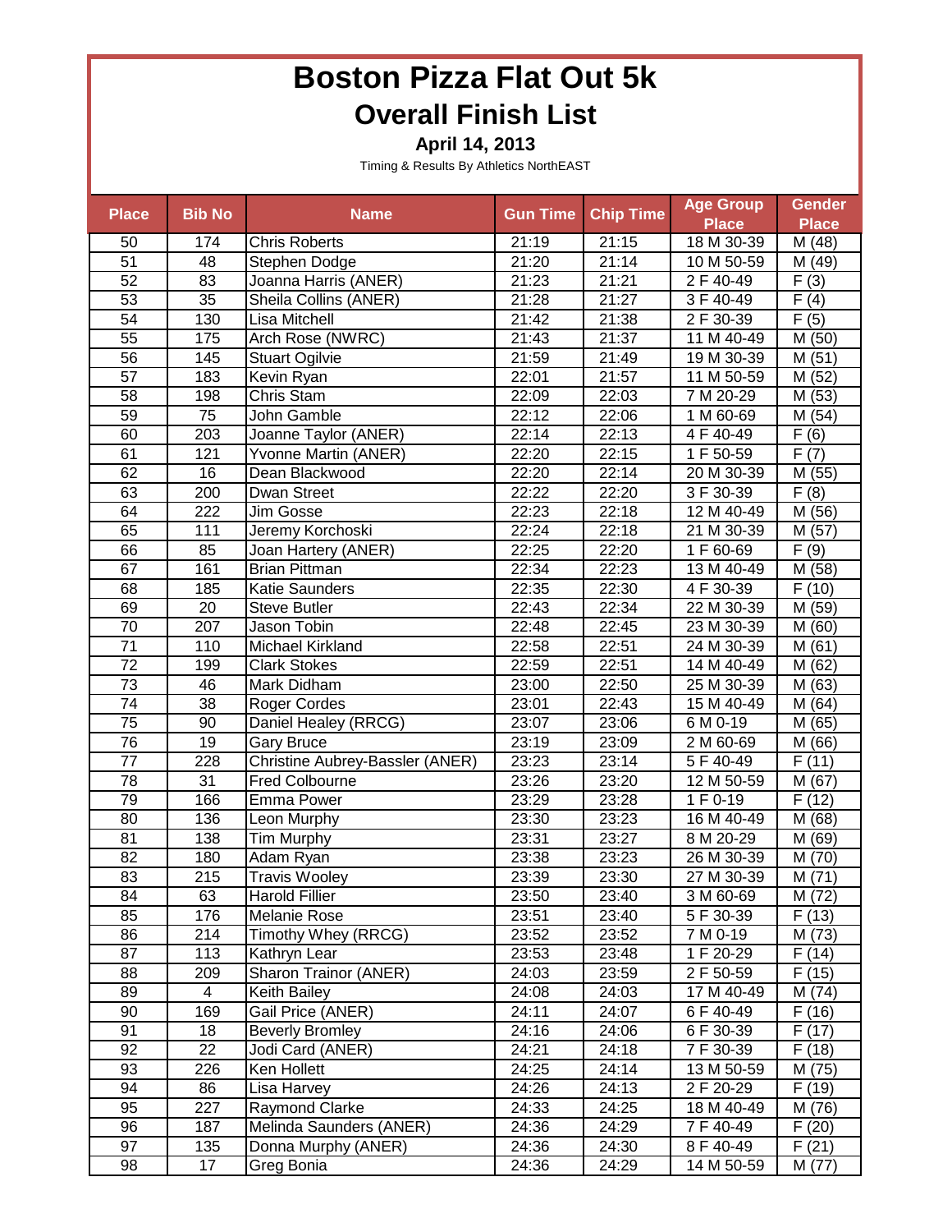# Boston Pizza Flat Out 5k

## Overall Finish List

### April 14, 2013

Timing & Results By Athletics NorthEAST

| Place | Bib No | Name | Gun Time | Chip Time | Age Group Place | Gender Place |
|---|---|---|---|---|---|---|
| 50 | 174 | Chris Roberts | 21:19 | 21:15 | 18 M 30-39 | M (48) |
| 51 | 48 | Stephen Dodge | 21:20 | 21:14 | 10 M 50-59 | M (49) |
| 52 | 83 | Joanna Harris (ANER) | 21:23 | 21:21 | 2 F 40-49 | F (3) |
| 53 | 35 | Sheila Collins (ANER) | 21:28 | 21:27 | 3 F 40-49 | F (4) |
| 54 | 130 | Lisa Mitchell | 21:42 | 21:38 | 2 F 30-39 | F (5) |
| 55 | 175 | Arch Rose (NWRC) | 21:43 | 21:37 | 11 M 40-49 | M (50) |
| 56 | 145 | Stuart Ogilvie | 21:59 | 21:49 | 19 M 30-39 | M (51) |
| 57 | 183 | Kevin Ryan | 22:01 | 21:57 | 11 M 50-59 | M (52) |
| 58 | 198 | Chris Stam | 22:09 | 22:03 | 7 M 20-29 | M (53) |
| 59 | 75 | John Gamble | 22:12 | 22:06 | 1 M 60-69 | M (54) |
| 60 | 203 | Joanne Taylor (ANER) | 22:14 | 22:13 | 4 F 40-49 | F (6) |
| 61 | 121 | Yvonne Martin (ANER) | 22:20 | 22:15 | 1 F 50-59 | F (7) |
| 62 | 16 | Dean Blackwood | 22:20 | 22:14 | 20 M 30-39 | M (55) |
| 63 | 200 | Dwan Street | 22:22 | 22:20 | 3 F 30-39 | F (8) |
| 64 | 222 | Jim Gosse | 22:23 | 22:18 | 12 M 40-49 | M (56) |
| 65 | 111 | Jeremy Korchoski | 22:24 | 22:18 | 21 M 30-39 | M (57) |
| 66 | 85 | Joan Hartery (ANER) | 22:25 | 22:20 | 1 F 60-69 | F (9) |
| 67 | 161 | Brian Pittman | 22:34 | 22:23 | 13 M 40-49 | M (58) |
| 68 | 185 | Katie Saunders | 22:35 | 22:30 | 4 F 30-39 | F (10) |
| 69 | 20 | Steve Butler | 22:43 | 22:34 | 22 M 30-39 | M (59) |
| 70 | 207 | Jason Tobin | 22:48 | 22:45 | 23 M 30-39 | M (60) |
| 71 | 110 | Michael Kirkland | 22:58 | 22:51 | 24 M 30-39 | M (61) |
| 72 | 199 | Clark Stokes | 22:59 | 22:51 | 14 M 40-49 | M (62) |
| 73 | 46 | Mark Didham | 23:00 | 22:50 | 25 M 30-39 | M (63) |
| 74 | 38 | Roger Cordes | 23:01 | 22:43 | 15 M 40-49 | M (64) |
| 75 | 90 | Daniel Healey (RRCG) | 23:07 | 23:06 | 6 M 0-19 | M (65) |
| 76 | 19 | Gary Bruce | 23:19 | 23:09 | 2 M 60-69 | M (66) |
| 77 | 228 | Christine Aubrey-Bassler (ANER) | 23:23 | 23:14 | 5 F 40-49 | F (11) |
| 78 | 31 | Fred Colbourne | 23:26 | 23:20 | 12 M 50-59 | M (67) |
| 79 | 166 | Emma Power | 23:29 | 23:28 | 1 F 0-19 | F (12) |
| 80 | 136 | Leon Murphy | 23:30 | 23:23 | 16 M 40-49 | M (68) |
| 81 | 138 | Tim Murphy | 23:31 | 23:27 | 8 M 20-29 | M (69) |
| 82 | 180 | Adam Ryan | 23:38 | 23:23 | 26 M 30-39 | M (70) |
| 83 | 215 | Travis Wooley | 23:39 | 23:30 | 27 M 30-39 | M (71) |
| 84 | 63 | Harold Fillier | 23:50 | 23:40 | 3 M 60-69 | M (72) |
| 85 | 176 | Melanie Rose | 23:51 | 23:40 | 5 F 30-39 | F (13) |
| 86 | 214 | Timothy Whey (RRCG) | 23:52 | 23:52 | 7 M 0-19 | M (73) |
| 87 | 113 | Kathryn Lear | 23:53 | 23:48 | 1 F 20-29 | F (14) |
| 88 | 209 | Sharon Trainor (ANER) | 24:03 | 23:59 | 2 F 50-59 | F (15) |
| 89 | 4 | Keith Bailey | 24:08 | 24:03 | 17 M 40-49 | M (74) |
| 90 | 169 | Gail Price (ANER) | 24:11 | 24:07 | 6 F 40-49 | F (16) |
| 91 | 18 | Beverly Bromley | 24:16 | 24:06 | 6 F 30-39 | F (17) |
| 92 | 22 | Jodi Card (ANER) | 24:21 | 24:18 | 7 F 30-39 | F (18) |
| 93 | 226 | Ken Hollett | 24:25 | 24:14 | 13 M 50-59 | M (75) |
| 94 | 86 | Lisa Harvey | 24:26 | 24:13 | 2 F 20-29 | F (19) |
| 95 | 227 | Raymond Clarke | 24:33 | 24:25 | 18 M 40-49 | M (76) |
| 96 | 187 | Melinda Saunders (ANER) | 24:36 | 24:29 | 7 F 40-49 | F (20) |
| 97 | 135 | Donna Murphy (ANER) | 24:36 | 24:30 | 8 F 40-49 | F (21) |
| 98 | 17 | Greg Bonia | 24:36 | 24:29 | 14 M 50-59 | M (77) |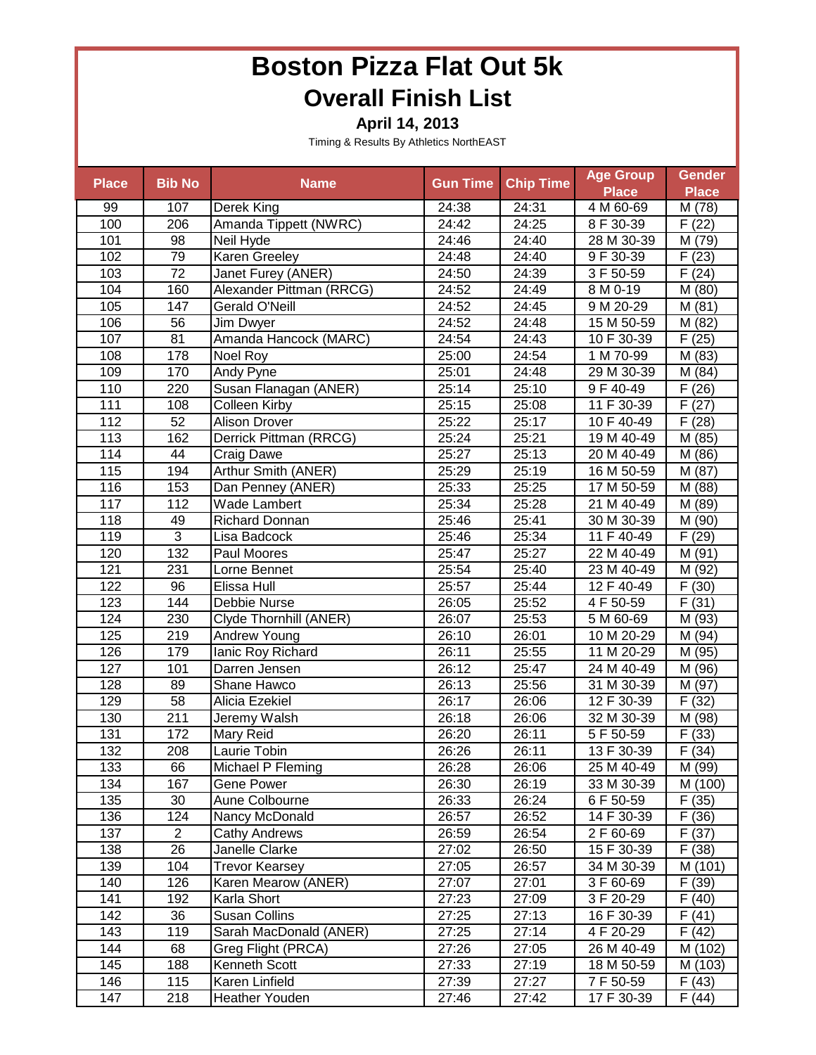# Boston Pizza Flat Out 5k

## Overall Finish List

**April 14, 2013**

Timing & Results By Athletics NorthEAST

| Place | Bib No | Name | Gun Time | Chip Time | Age Group Place | Gender Place |
|---|---|---|---|---|---|---|
| 99 | 107 | Derek King | 24:38 | 24:31 | 4 M 60-69 | M (78) |
| 100 | 206 | Amanda Tippett (NWRC) | 24:42 | 24:25 | 8 F 30-39 | F (22) |
| 101 | 98 | Neil Hyde | 24:46 | 24:40 | 28 M 30-39 | M (79) |
| 102 | 79 | Karen Greeley | 24:48 | 24:40 | 9 F 30-39 | F (23) |
| 103 | 72 | Janet Furey (ANER) | 24:50 | 24:39 | 3 F 50-59 | F (24) |
| 104 | 160 | Alexander Pittman (RRCG) | 24:52 | 24:49 | 8 M 0-19 | M (80) |
| 105 | 147 | Gerald O'Neill | 24:52 | 24:45 | 9 M 20-29 | M (81) |
| 106 | 56 | Jim Dwyer | 24:52 | 24:48 | 15 M 50-59 | M (82) |
| 107 | 81 | Amanda Hancock (MARC) | 24:54 | 24:43 | 10 F 30-39 | F (25) |
| 108 | 178 | Noel Roy | 25:00 | 24:54 | 1 M 70-99 | M (83) |
| 109 | 170 | Andy Pyne | 25:01 | 24:48 | 29 M 30-39 | M (84) |
| 110 | 220 | Susan Flanagan (ANER) | 25:14 | 25:10 | 9 F 40-49 | F (26) |
| 111 | 108 | Colleen Kirby | 25:15 | 25:08 | 11 F 30-39 | F (27) |
| 112 | 52 | Alison Drover | 25:22 | 25:17 | 10 F 40-49 | F (28) |
| 113 | 162 | Derrick Pittman (RRCG) | 25:24 | 25:21 | 19 M 40-49 | M (85) |
| 114 | 44 | Craig Dawe | 25:27 | 25:13 | 20 M 40-49 | M (86) |
| 115 | 194 | Arthur Smith (ANER) | 25:29 | 25:19 | 16 M 50-59 | M (87) |
| 116 | 153 | Dan Penney (ANER) | 25:33 | 25:25 | 17 M 50-59 | M (88) |
| 117 | 112 | Wade Lambert | 25:34 | 25:28 | 21 M 40-49 | M (89) |
| 118 | 49 | Richard Donnan | 25:46 | 25:41 | 30 M 30-39 | M (90) |
| 119 | 3 | Lisa Badcock | 25:46 | 25:34 | 11 F 40-49 | F (29) |
| 120 | 132 | Paul Moores | 25:47 | 25:27 | 22 M 40-49 | M (91) |
| 121 | 231 | Lorne Bennet | 25:54 | 25:40 | 23 M 40-49 | M (92) |
| 122 | 96 | Elissa Hull | 25:57 | 25:44 | 12 F 40-49 | F (30) |
| 123 | 144 | Debbie Nurse | 26:05 | 25:52 | 4 F 50-59 | F (31) |
| 124 | 230 | Clyde Thornhill (ANER) | 26:07 | 25:53 | 5 M 60-69 | M (93) |
| 125 | 219 | Andrew Young | 26:10 | 26:01 | 10 M 20-29 | M (94) |
| 126 | 179 | Ianic Roy Richard | 26:11 | 25:55 | 11 M 20-29 | M (95) |
| 127 | 101 | Darren Jensen | 26:12 | 25:47 | 24 M 40-49 | M (96) |
| 128 | 89 | Shane Hawco | 26:13 | 25:56 | 31 M 30-39 | M (97) |
| 129 | 58 | Alicia Ezekiel | 26:17 | 26:06 | 12 F 30-39 | F (32) |
| 130 | 211 | Jeremy Walsh | 26:18 | 26:06 | 32 M 30-39 | M (98) |
| 131 | 172 | Mary Reid | 26:20 | 26:11 | 5 F 50-59 | F (33) |
| 132 | 208 | Laurie Tobin | 26:26 | 26:11 | 13 F 30-39 | F (34) |
| 133 | 66 | Michael P Fleming | 26:28 | 26:06 | 25 M 40-49 | M (99) |
| 134 | 167 | Gene Power | 26:30 | 26:19 | 33 M 30-39 | M (100) |
| 135 | 30 | Aune Colbourne | 26:33 | 26:24 | 6 F 50-59 | F (35) |
| 136 | 124 | Nancy McDonald | 26:57 | 26:52 | 14 F 30-39 | F (36) |
| 137 | 2 | Cathy Andrews | 26:59 | 26:54 | 2 F 60-69 | F (37) |
| 138 | 26 | Janelle Clarke | 27:02 | 26:50 | 15 F 30-39 | F (38) |
| 139 | 104 | Trevor Kearsey | 27:05 | 26:57 | 34 M 30-39 | M (101) |
| 140 | 126 | Karen Mearow (ANER) | 27:07 | 27:01 | 3 F 60-69 | F (39) |
| 141 | 192 | Karla Short | 27:23 | 27:09 | 3 F 20-29 | F (40) |
| 142 | 36 | Susan Collins | 27:25 | 27:13 | 16 F 30-39 | F (41) |
| 143 | 119 | Sarah MacDonald (ANER) | 27:25 | 27:14 | 4 F 20-29 | F (42) |
| 144 | 68 | Greg Flight (PRCA) | 27:26 | 27:05 | 26 M 40-49 | M (102) |
| 145 | 188 | Kenneth Scott | 27:33 | 27:19 | 18 M 50-59 | M (103) |
| 146 | 115 | Karen Linfield | 27:39 | 27:27 | 7 F 50-59 | F (43) |
| 147 | 218 | Heather Youden | 27:46 | 27:42 | 17 F 30-39 | F (44) |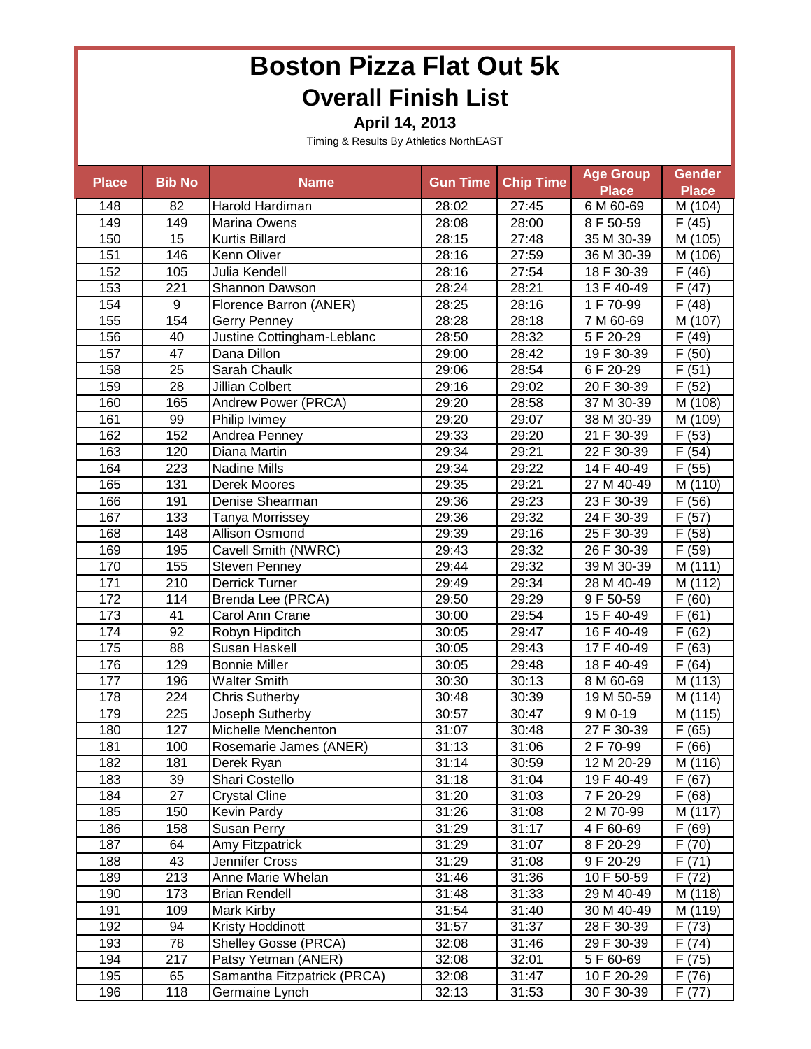# Boston Pizza Flat Out 5k

## Overall Finish List

**April 14, 2013**

Timing & Results By Athletics NorthEAST

| Place | Bib No | Name | Gun Time | Chip Time | Age Group Place | Gender Place |
|---|---|---|---|---|---|---|
| 148 | 82 | Harold Hardiman | 28:02 | 27:45 | 6 M 60-69 | M (104) |
| 149 | 149 | Marina Owens | 28:08 | 28:00 | 8 F 50-59 | F (45) |
| 150 | 15 | Kurtis Billard | 28:15 | 27:48 | 35 M 30-39 | M (105) |
| 151 | 146 | Kenn Oliver | 28:16 | 27:59 | 36 M 30-39 | M (106) |
| 152 | 105 | Julia Kendell | 28:16 | 27:54 | 18 F 30-39 | F (46) |
| 153 | 221 | Shannon Dawson | 28:24 | 28:21 | 13 F 40-49 | F (47) |
| 154 | 9 | Florence Barron (ANER) | 28:25 | 28:16 | 1 F 70-99 | F (48) |
| 155 | 154 | Gerry Penney | 28:28 | 28:18 | 7 M 60-69 | M (107) |
| 156 | 40 | Justine Cottingham-Leblanc | 28:50 | 28:32 | 5 F 20-29 | F (49) |
| 157 | 47 | Dana Dillon | 29:00 | 28:42 | 19 F 30-39 | F (50) |
| 158 | 25 | Sarah Chaulk | 29:06 | 28:54 | 6 F 20-29 | F (51) |
| 159 | 28 | Jillian Colbert | 29:16 | 29:02 | 20 F 30-39 | F (52) |
| 160 | 165 | Andrew Power (PRCA) | 29:20 | 28:58 | 37 M 30-39 | M (108) |
| 161 | 99 | Philip Ivimey | 29:20 | 29:07 | 38 M 30-39 | M (109) |
| 162 | 152 | Andrea Penney | 29:33 | 29:20 | 21 F 30-39 | F (53) |
| 163 | 120 | Diana Martin | 29:34 | 29:21 | 22 F 30-39 | F (54) |
| 164 | 223 | Nadine Mills | 29:34 | 29:22 | 14 F 40-49 | F (55) |
| 165 | 131 | Derek Moores | 29:35 | 29:21 | 27 M 40-49 | M (110) |
| 166 | 191 | Denise Shearman | 29:36 | 29:23 | 23 F 30-39 | F (56) |
| 167 | 133 | Tanya Morrissey | 29:36 | 29:32 | 24 F 30-39 | F (57) |
| 168 | 148 | Allison Osmond | 29:39 | 29:16 | 25 F 30-39 | F (58) |
| 169 | 195 | Cavell Smith (NWRC) | 29:43 | 29:32 | 26 F 30-39 | F (59) |
| 170 | 155 | Steven Penney | 29:44 | 29:32 | 39 M 30-39 | M (111) |
| 171 | 210 | Derrick Turner | 29:49 | 29:34 | 28 M 40-49 | M (112) |
| 172 | 114 | Brenda Lee (PRCA) | 29:50 | 29:29 | 9 F 50-59 | F (60) |
| 173 | 41 | Carol Ann Crane | 30:00 | 29:54 | 15 F 40-49 | F (61) |
| 174 | 92 | Robyn Hipditch | 30:05 | 29:47 | 16 F 40-49 | F (62) |
| 175 | 88 | Susan Haskell | 30:05 | 29:43 | 17 F 40-49 | F (63) |
| 176 | 129 | Bonnie Miller | 30:05 | 29:48 | 18 F 40-49 | F (64) |
| 177 | 196 | Walter Smith | 30:30 | 30:13 | 8 M 60-69 | M (113) |
| 178 | 224 | Chris Sutherby | 30:48 | 30:39 | 19 M 50-59 | M (114) |
| 179 | 225 | Joseph Sutherby | 30:57 | 30:47 | 9 M 0-19 | M (115) |
| 180 | 127 | Michelle Menchenton | 31:07 | 30:48 | 27 F 30-39 | F (65) |
| 181 | 100 | Rosemarie James (ANER) | 31:13 | 31:06 | 2 F 70-99 | F (66) |
| 182 | 181 | Derek Ryan | 31:14 | 30:59 | 12 M 20-29 | M (116) |
| 183 | 39 | Shari Costello | 31:18 | 31:04 | 19 F 40-49 | F (67) |
| 184 | 27 | Crystal Cline | 31:20 | 31:03 | 7 F 20-29 | F (68) |
| 185 | 150 | Kevin Pardy | 31:26 | 31:08 | 2 M 70-99 | M (117) |
| 186 | 158 | Susan Perry | 31:29 | 31:17 | 4 F 60-69 | F (69) |
| 187 | 64 | Amy Fitzpatrick | 31:29 | 31:07 | 8 F 20-29 | F (70) |
| 188 | 43 | Jennifer Cross | 31:29 | 31:08 | 9 F 20-29 | F (71) |
| 189 | 213 | Anne Marie Whelan | 31:46 | 31:36 | 10 F 50-59 | F (72) |
| 190 | 173 | Brian Rendell | 31:48 | 31:33 | 29 M 40-49 | M (118) |
| 191 | 109 | Mark Kirby | 31:54 | 31:40 | 30 M 40-49 | M (119) |
| 192 | 94 | Kristy Hoddinott | 31:57 | 31:37 | 28 F 30-39 | F (73) |
| 193 | 78 | Shelley Gosse (PRCA) | 32:08 | 31:46 | 29 F 30-39 | F (74) |
| 194 | 217 | Patsy Yetman (ANER) | 32:08 | 32:01 | 5 F 60-69 | F (75) |
| 195 | 65 | Samantha Fitzpatrick (PRCA) | 32:08 | 31:47 | 10 F 20-29 | F (76) |
| 196 | 118 | Germaine Lynch | 32:13 | 31:53 | 30 F 30-39 | F (77) |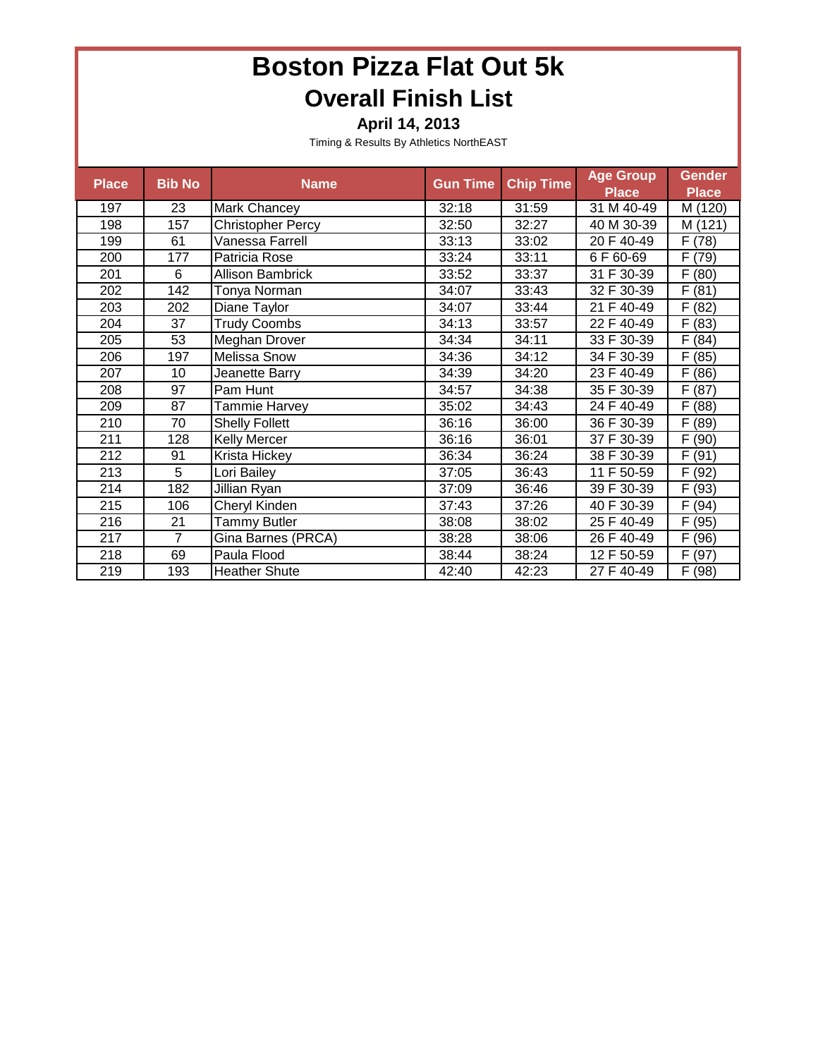# Boston Pizza Flat Out 5k

## Overall Finish List

### April 14, 2013

Timing & Results By Athletics NorthEAST

| Place | Bib No | Name | Gun Time | Chip Time | Age Group Place | Gender Place |
|---|---|---|---|---|---|---|
| 197 | 23 | Mark Chancey | 32:18 | 31:59 | 31 M 40-49 | M (120) |
| 198 | 157 | Christopher Percy | 32:50 | 32:27 | 40 M 30-39 | M (121) |
| 199 | 61 | Vanessa Farrell | 33:13 | 33:02 | 20 F 40-49 | F (78) |
| 200 | 177 | Patricia Rose | 33:24 | 33:11 | 6 F 60-69 | F (79) |
| 201 | 6 | Allison Bambrick | 33:52 | 33:37 | 31 F 30-39 | F (80) |
| 202 | 142 | Tonya Norman | 34:07 | 33:43 | 32 F 30-39 | F (81) |
| 203 | 202 | Diane Taylor | 34:07 | 33:44 | 21 F 40-49 | F (82) |
| 204 | 37 | Trudy Coombs | 34:13 | 33:57 | 22 F 40-49 | F (83) |
| 205 | 53 | Meghan Drover | 34:34 | 34:11 | 33 F 30-39 | F (84) |
| 206 | 197 | Melissa Snow | 34:36 | 34:12 | 34 F 30-39 | F (85) |
| 207 | 10 | Jeanette Barry | 34:39 | 34:20 | 23 F 40-49 | F (86) |
| 208 | 97 | Pam Hunt | 34:57 | 34:38 | 35 F 30-39 | F (87) |
| 209 | 87 | Tammie Harvey | 35:02 | 34:43 | 24 F 40-49 | F (88) |
| 210 | 70 | Shelly Follett | 36:16 | 36:00 | 36 F 30-39 | F (89) |
| 211 | 128 | Kelly Mercer | 36:16 | 36:01 | 37 F 30-39 | F (90) |
| 212 | 91 | Krista Hickey | 36:34 | 36:24 | 38 F 30-39 | F (91) |
| 213 | 5 | Lori Bailey | 37:05 | 36:43 | 11 F 50-59 | F (92) |
| 214 | 182 | Jillian Ryan | 37:09 | 36:46 | 39 F 30-39 | F (93) |
| 215 | 106 | Cheryl Kinden | 37:43 | 37:26 | 40 F 30-39 | F (94) |
| 216 | 21 | Tammy Butler | 38:08 | 38:02 | 25 F 40-49 | F (95) |
| 217 | 7 | Gina Barnes (PRCA) | 38:28 | 38:06 | 26 F 40-49 | F (96) |
| 218 | 69 | Paula Flood | 38:44 | 38:24 | 12 F 50-59 | F (97) |
| 219 | 193 | Heather Shute | 42:40 | 42:23 | 27 F 40-49 | F (98) |